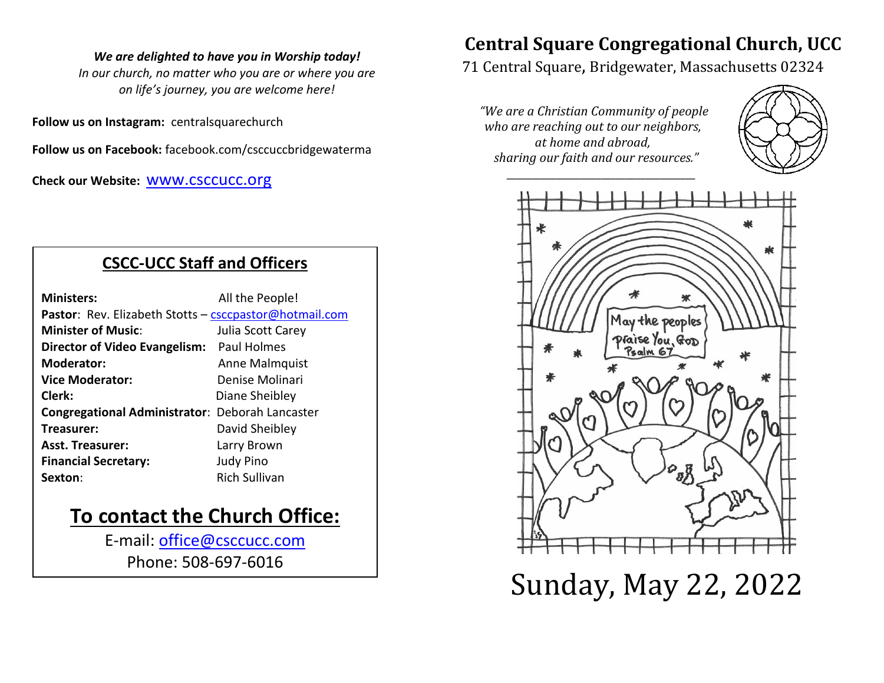***We are delighted to have you in Worship today!***

*In our church, no matter who you are or where you are on life's journey, you are welcome here!*

**Follow us on Instagram:** centralsquarechurch

**Follow us on Facebook:** facebook.com/csccuccbridgewaterma

**Check our Website:** www.csccucc.org

## CSCC-UCC Staff and Officers

**Ministers:** All the People!
**Pastor**: Rev. Elizabeth Stotts – csccpastor@hotmail.com
**Minister of Music**: Julia Scott Carey
**Director of Video Evangelism:** Paul Holmes
**Moderator:** Anne Malmquist
**Vice Moderator:** Denise Molinari
**Clerk:** Diane Sheibley
**Congregational Administrator**: Deborah Lancaster
**Treasurer:** David Sheibley
**Asst. Treasurer:** Larry Brown
**Financial Secretary:** Judy Pino
**Sexton**: Rich Sullivan

## To contact the Church Office:

E-mail: office@csccucc.com
Phone: 508-697-6016

# Central Square Congregational Church, UCC

71 Central Square, Bridgewater, Massachusetts 02324

*"We are a Christian Community of people who are reaching out to our neighbors, at home and abroad, sharing our faith and our resources."*

May the peoples praise You, God
Psalm 67

# Sunday, May 22, 2022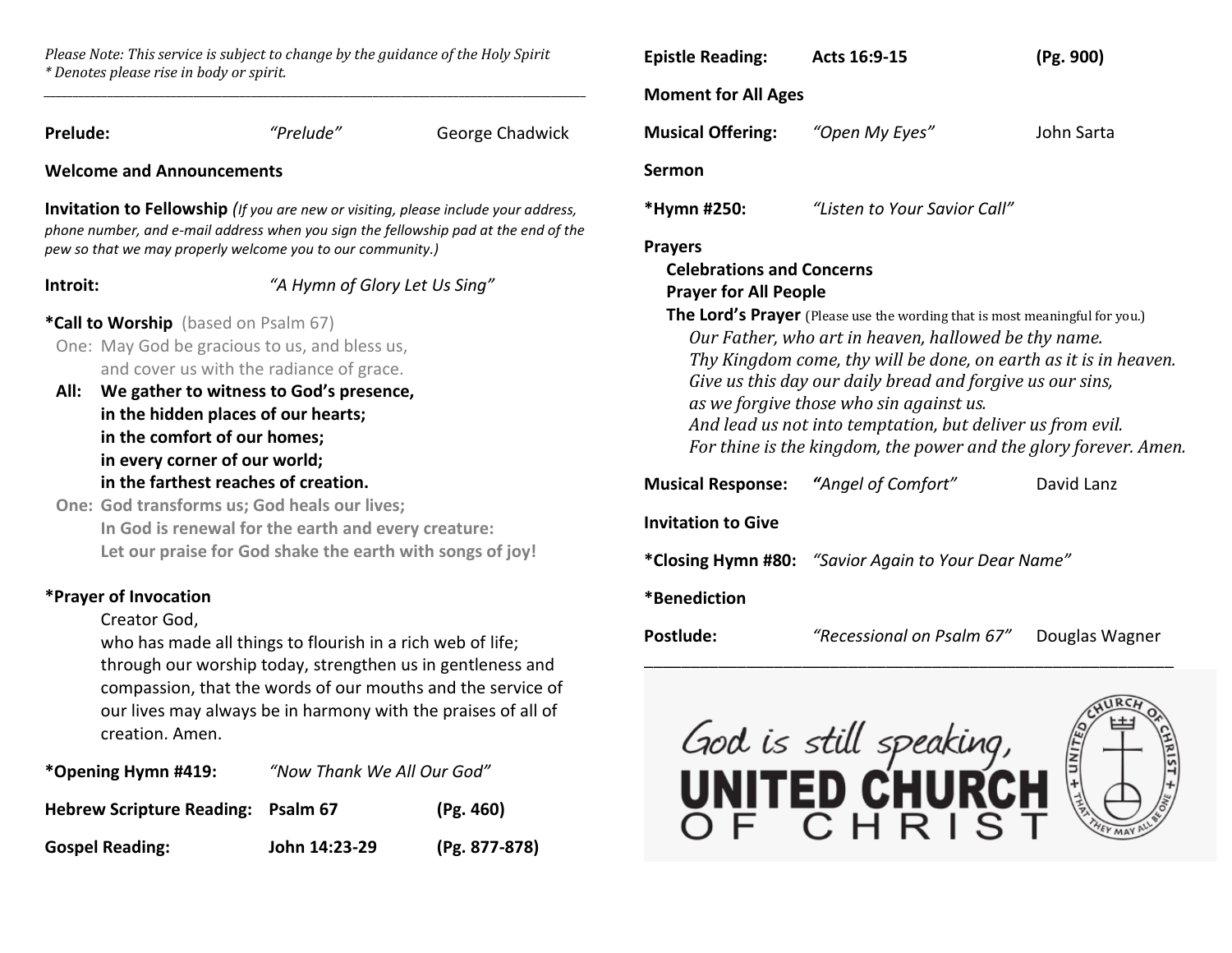*Please Note: This service is subject to change by the guidance of the Holy Spirit*
*\* Denotes please rise in body or spirit.*

---

**Prelude:** *"Prelude"* George Chadwick

**Welcome and Announcements**

**Invitation to Fellowship** *(If you are new or visiting, please include your address, phone number, and e-mail address when you sign the fellowship pad at the end of the pew so that we may properly welcome you to our community.)*

**Introit:** *"A Hymn of Glory Let Us Sing"*

**\*Call to Worship** (based on Psalm 67)

One: May God be gracious to us, and bless us,
and cover us with the radiance of grace.

**All: We gather to witness to God's presence,**
**in the hidden places of our hearts;**
**in the comfort of our homes;**
**in every corner of our world;**
**in the farthest reaches of creation.**

**One: God transforms us; God heals our lives;**
**In God is renewal for the earth and every creature:**
**Let our praise for God shake the earth with songs of joy!**

**\*Prayer of Invocation**

Creator God,
who has made all things to flourish in a rich web of life; through our worship today, strengthen us in gentleness and compassion, that the words of our mouths and the service of our lives may always be in harmony with the praises of all of creation. Amen.

**\*Opening Hymn #419:** *"Now Thank We All Our God"*

**Hebrew Scripture Reading:** **Psalm 67** **(Pg. 460)**

**Gospel Reading:** **John 14:23-29** **(Pg. 877-878)**

**Epistle Reading:** **Acts 16:9-15** **(Pg. 900)**

**Moment for All Ages**

**Musical Offering:** *"Open My Eyes"* John Sarta

**Sermon**

**\*Hymn #250:** *"Listen to Your Savior Call"*

**Prayers**

**Celebrations and Concerns**

**Prayer for All People**

**The Lord's Prayer** (Please use the wording that is most meaningful for you.)

*Our Father, who art in heaven, hallowed be thy name.*
*Thy Kingdom come, thy will be done, on earth as it is in heaven.*
*Give us this day our daily bread and forgive us our sins,*
*as we forgive those who sin against us.*
*And lead us not into temptation, but deliver us from evil.*
*For thine is the kingdom, the power and the glory forever. Amen.*

**Musical Response:** *"Angel of Comfort"* David Lanz

**Invitation to Give**

**\*Closing Hymn #80:** *"Savior Again to Your Dear Name"*

**\*Benediction**

**Postlude:** *"Recessional on Psalm 67"* Douglas Wagner

---

God is still speaking,
UNITED CHURCH OF CHRIST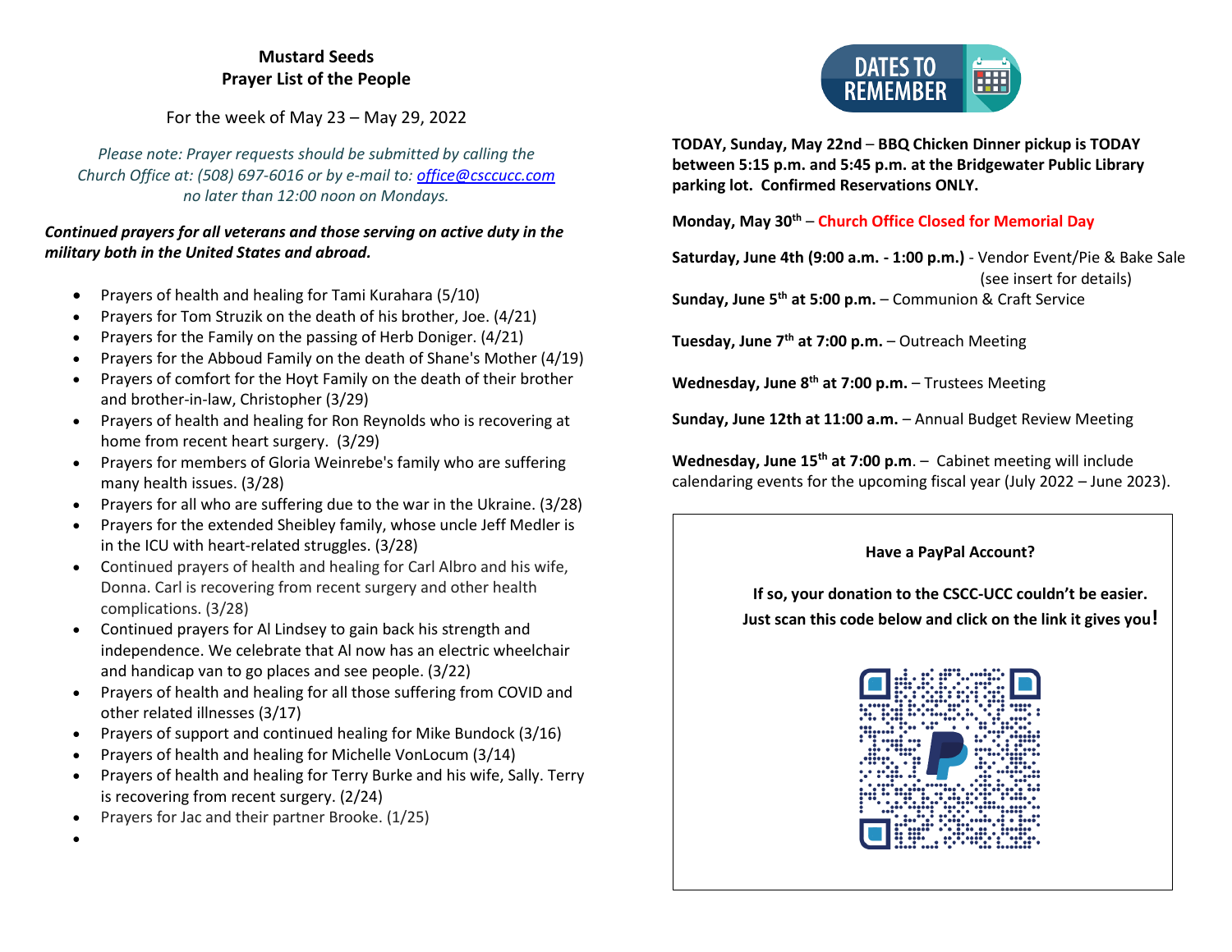**Mustard Seeds**
**Prayer List of the People**

For the week of May 23 – May 29, 2022

*Please note: Prayer requests should be submitted by calling the Church Office at: (508) 697-6016 or by e-mail to: office@csccucc.com no later than 12:00 noon on Mondays.*

***Continued prayers for all veterans and those serving on active duty in the military both in the United States and abroad.***

- Prayers of health and healing for Tami Kurahara (5/10)
- Prayers for Tom Struzik on the death of his brother, Joe. (4/21)
- Prayers for the Family on the passing of Herb Doniger. (4/21)
- Prayers for the Abboud Family on the death of Shane's Mother (4/19)
- Prayers of comfort for the Hoyt Family on the death of their brother and brother-in-law, Christopher (3/29)
- Prayers of health and healing for Ron Reynolds who is recovering at home from recent heart surgery. (3/29)
- Prayers for members of Gloria Weinrebe's family who are suffering many health issues. (3/28)
- Prayers for all who are suffering due to the war in the Ukraine. (3/28)
- Prayers for the extended Sheibley family, whose uncle Jeff Medler is in the ICU with heart-related struggles. (3/28)
- Continued prayers of health and healing for Carl Albro and his wife, Donna. Carl is recovering from recent surgery and other health complications. (3/28)
- Continued prayers for Al Lindsey to gain back his strength and independence. We celebrate that Al now has an electric wheelchair and handicap van to go places and see people. (3/22)
- Prayers of health and healing for all those suffering from COVID and other related illnesses (3/17)
- Prayers of support and continued healing for Mike Bundock (3/16)
- Prayers of health and healing for Michelle VonLocum (3/14)
- Prayers of health and healing for Terry Burke and his wife, Sally. Terry is recovering from recent surgery. (2/24)
- Prayers for Jac and their partner Brooke. (1/25)

## DATES TO REMEMBER

**TODAY, Sunday, May 22nd** – **BBQ Chicken Dinner pickup is TODAY between 5:15 p.m. and 5:45 p.m. at the Bridgewater Public Library parking lot. Confirmed Reservations ONLY.**

**Monday, May 30th** – **Church Office Closed for Memorial Day**

**Saturday, June 4th (9:00 a.m. - 1:00 p.m.)** - Vendor Event/Pie & Bake Sale (see insert for details)

**Sunday, June 5th at 5:00 p.m.** – Communion & Craft Service

**Tuesday, June 7th at 7:00 p.m.** – Outreach Meeting

**Wednesday, June 8th at 7:00 p.m.** – Trustees Meeting

**Sunday, June 12th at 11:00 a.m.** – Annual Budget Review Meeting

**Wednesday, June 15th at 7:00 p.m**. – Cabinet meeting will include calendaring events for the upcoming fiscal year (July 2022 – June 2023).

**Have a PayPal Account?**

**If so, your donation to the CSCC-UCC couldn't be easier. Just scan this code below and click on the link it gives you!**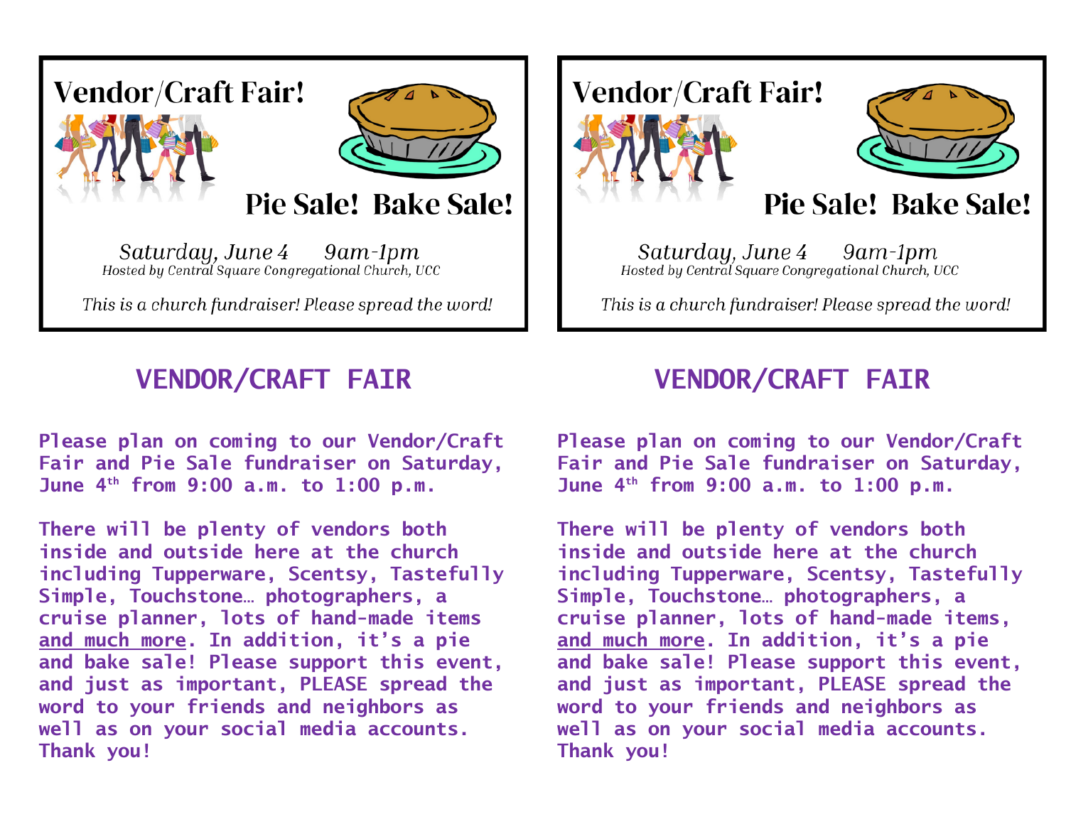# Vendor/Craft Fair!

## Pie Sale! Bake Sale!

*Saturday, June 4 9am-1pm*
*Hosted by Central Square Congregational Church, UCC*

*This is a church fundraiser! Please spread the word!*

# Vendor/Craft Fair!

## Pie Sale! Bake Sale!

*Saturday, June 4 9am-1pm*
*Hosted by Central Square Congregational Church, UCC*

*This is a church fundraiser! Please spread the word!*

## VENDOR/CRAFT FAIR

**Please plan on coming to our Vendor/Craft Fair and Pie Sale fundraiser on Saturday, June 4th from 9:00 a.m. to 1:00 p.m.**

**There will be plenty of vendors both inside and outside here at the church including Tupperware, Scentsy, Tastefully Simple, Touchstone… photographers, a cruise planner, lots of hand-made items <u>and much more</u>. In addition, it's a pie and bake sale! Please support this event, and just as important, PLEASE spread the word to your friends and neighbors as well as on your social media accounts. Thank you!**

## VENDOR/CRAFT FAIR

**Please plan on coming to our Vendor/Craft Fair and Pie Sale fundraiser on Saturday, June 4th from 9:00 a.m. to 1:00 p.m.**

**There will be plenty of vendors both inside and outside here at the church including Tupperware, Scentsy, Tastefully Simple, Touchstone… photographers, a cruise planner, lots of hand-made items, <u>and much more</u>. In addition, it's a pie and bake sale! Please support this event, and just as important, PLEASE spread the word to your friends and neighbors as well as on your social media accounts. Thank you!**